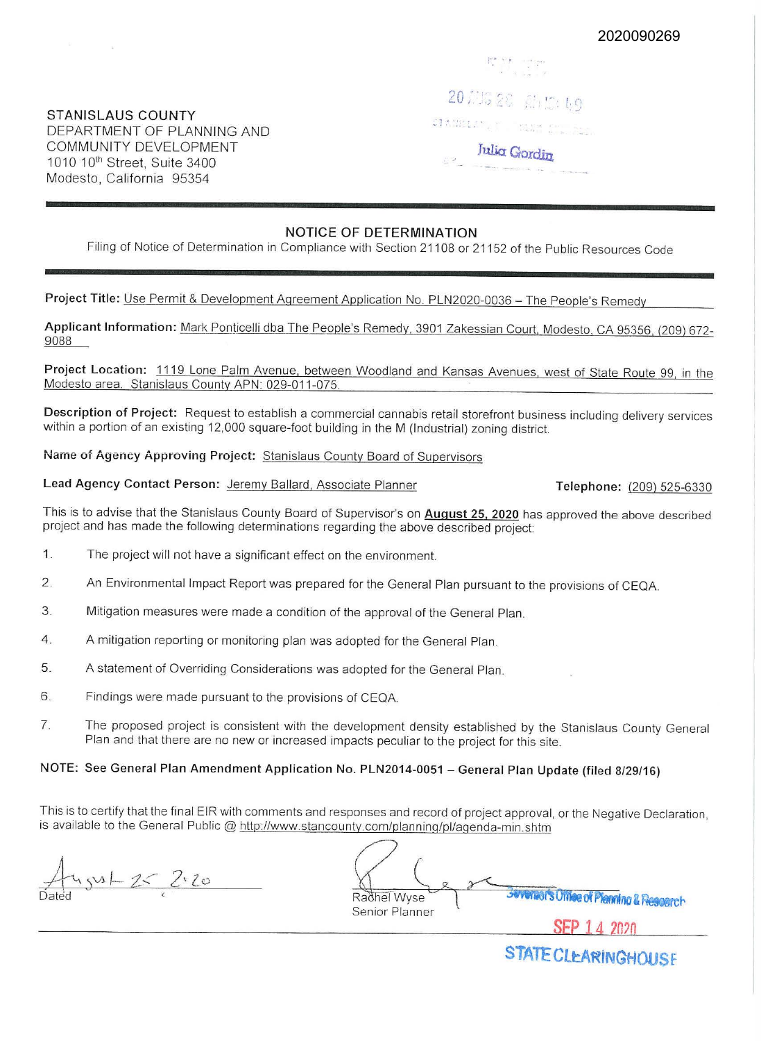2020090269

STANISLAUS COUNTY
DEPARTMENT OF PLANNING AND
COMMUNITY DEVELOPMENT
1010 10th Street, Suite 3400
Modesto, California 95354

Julia Gordin

## NOTICE OF DETERMINATION

Filing of Notice of Determination in Compliance with Section 21108 or 21152 of the Public Resources Code

**Project Title:** Use Permit & Development Agreement Application No. PLN2020-0036 – The People's Remedy

**Applicant Information:** Mark Ponticelli dba The People's Remedy, 3901 Zakessian Court, Modesto, CA 95356, (209) 672-9088

**Project Location:** 1119 Lone Palm Avenue, between Woodland and Kansas Avenues, west of State Route 99, in the Modesto area. Stanislaus County APN: 029-011-075.

**Description of Project:** Request to establish a commercial cannabis retail storefront business including delivery services within a portion of an existing 12,000 square-foot building in the M (Industrial) zoning district.

**Name of Agency Approving Project:** Stanislaus County Board of Supervisors

**Lead Agency Contact Person:** Jeremy Ballard, Associate Planner **Telephone:** (209) 525-6330

This is to advise that the Stanislaus County Board of Supervisor's on **August 25, 2020** has approved the above described project and has made the following determinations regarding the above described project:

1. The project will not have a significant effect on the environment.
2. An Environmental Impact Report was prepared for the General Plan pursuant to the provisions of CEQA.
3. Mitigation measures were made a condition of the approval of the General Plan.
4. A mitigation reporting or monitoring plan was adopted for the General Plan.
5. A statement of Overriding Considerations was adopted for the General Plan.
6. Findings were made pursuant to the provisions of CEQA.
7. The proposed project is consistent with the development density established by the Stanislaus County General Plan and that there are no new or increased impacts peculiar to the project for this site.

**NOTE: See General Plan Amendment Application No. PLN2014-0051 – General Plan Update (filed 8/29/16)**

This is to certify that the final EIR with comments and responses and record of project approval, or the Negative Declaration, is available to the General Public @ http://www.stancounty.com/planning/pl/agenda-min.shtm

August 25 2020
Dated

Rachel Wyse
Senior Planner

Governor's Office of Planning & Research

SEP 14 2020

STATE CLEARINGHOUSE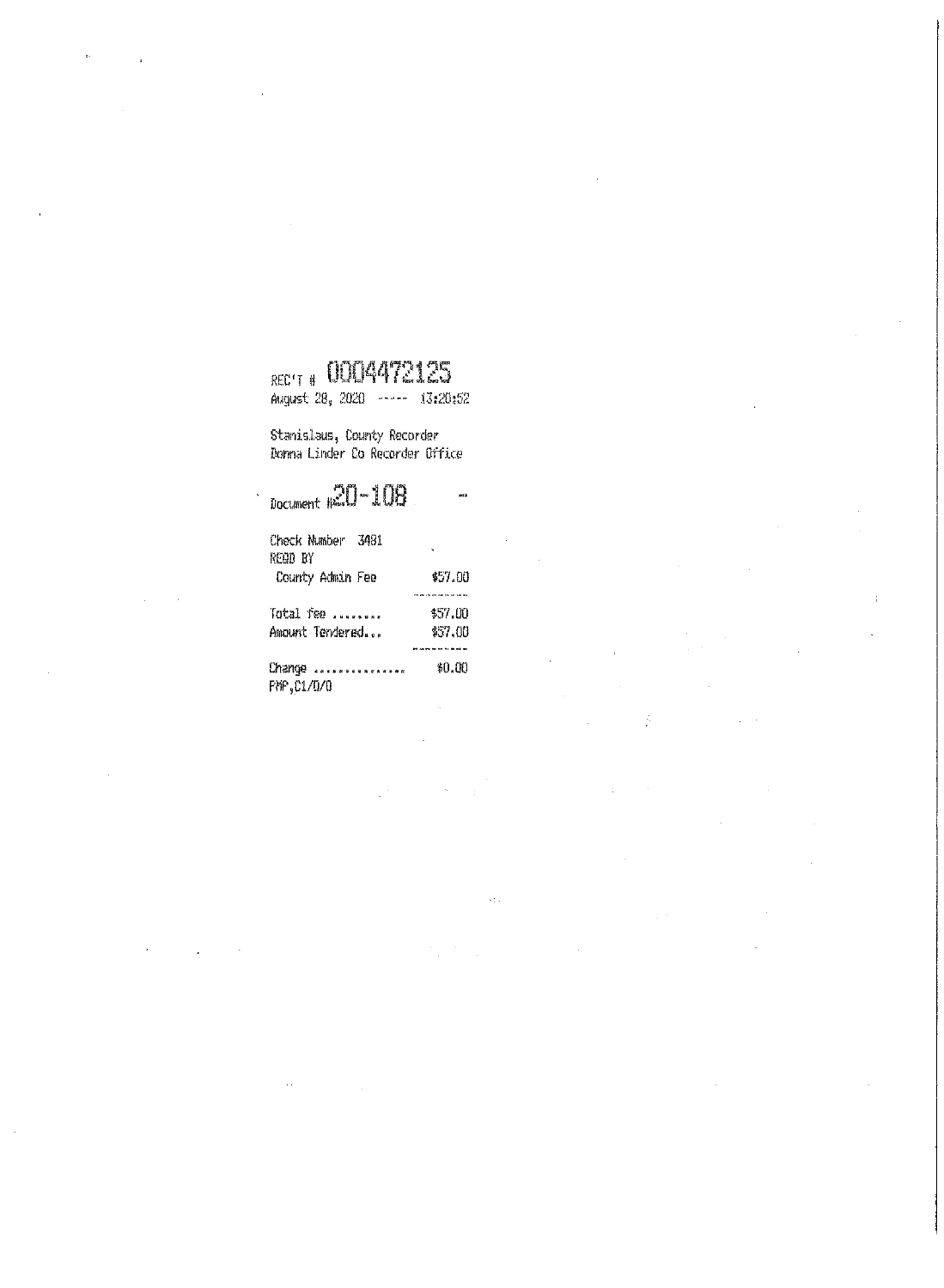REC'T # 0004472125

August 28, 2020 ----- 13:20:52

Stanislaus, County Recorder
Donna Linder Co Recorder Office

Document #20-108 -

Check Number 3481
RECD BY

| | |
|---|---|
| County Admin Fee | $57.00 |
| Total fee ........ | $57.00 |
| Amount Tendered... | $57.00 |
| Change ............... | $0.00 |

FMP,C1/D/0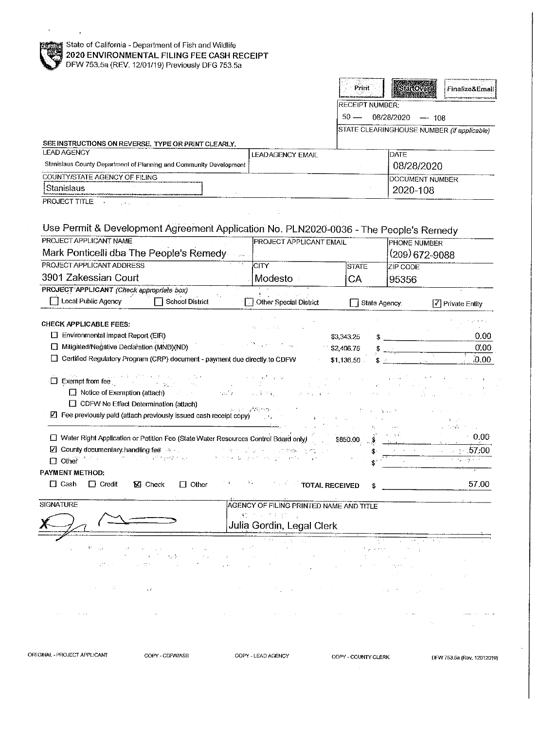State of California - Department of Fish and Wildlife

**2020 ENVIRONMENTAL FILING FEE CASH RECEIPT**

DFW 753.5a (REV. 12/01/19) Previously DFG 753.5a

Print | StartOver | Finalize&Email

RECEIPT NUMBER:

50 — 08/28/2020 — 108

STATE CLEARINGHOUSE NUMBER *(If applicable)*

SEE INSTRUCTIONS ON REVERSE. TYPE OR PRINT CLEARLY.

| LEAD AGENCY | LEADAGENCY EMAIL | DATE |
|---|---|---|
| Stanislaus County Department of Planning and Community Development | | 08/28/2020 |

| COUNTY/STATE AGENCY OF FILING | DOCUMENT NUMBER |
|---|---|
| Stanislaus | 2020-108 |

PROJECT TITLE

Use Permit & Development Agreement Application No. PLN2020-0036 - The People's Remedy

| PROJECT APPLICANT NAME | PROJECT APPLICANT EMAIL | | PHONE NUMBER |
|---|---|---|---|
| Mark Ponticelli dba The People's Remedy | | | (209) 672-9088 |
| **PROJECT APPLICANT ADDRESS** | **CITY** | **STATE** | **ZIP CODE** |
| 3901 Zakessian Court | Modesto | CA | 95356 |

**PROJECT APPLICANT** *(Check appropriate box)*

☐ Local Public Agency ☐ School District ☐ Other Special District ☐ State Agency ☑ Private Entity

**CHECK APPLICABLE FEES:**

| | | |
|---|---|---|
| ☐ Environmental Impact Report (EIR) | $3,343.25 | $ 0.00 |
| ☐ Mitigated/Negative Declaration (MND)(ND) | $2,406.75 | $ 0.00 |
| ☐ Certified Regulatory Program (CRP) document - payment due directly to CDFW | $1,136.50 | $ 0.00 |

☐ Exempt from fee

☐ Notice of Exemption (attach)

☐ CDFW No Effect Determination (attach)

☑ Fee previously paid (attach previously issued cash receipt copy)

| | | |
|---|---|---|
| ☐ Water Right Application or Petition Fee (State Water Resources Control Board only) | $850.00 | $ 0.00 |
| ☑ County documentary handling fee | | $ 57.00 |
| ☐ Other | | $ |

**PAYMENT METHOD:**

☐ Cash ☐ Credit ☒ Check ☐ Other **TOTAL RECEIVED** $ 57.00

| SIGNATURE | AGENCY OF FILING PRINTED NAME AND TITLE |
|---|---|
| X [signature] | Julia Gordin, Legal Clerk |

ORIGINAL - PROJECT APPLICANT COPY - CDFW/ASB COPY - LEAD AGENCY COPY - COUNTY CLERK DFW 753.5a (Rev. 12012019)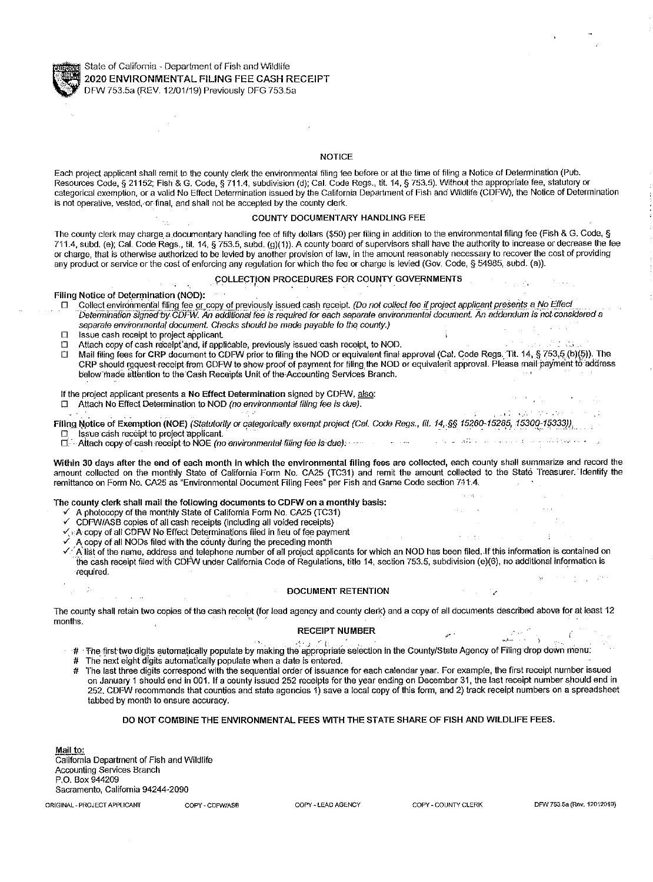State of California - Department of Fish and Wildlife
**2020 ENVIRONMENTAL FILING FEE CASH RECEIPT**
DFW 753.5a (REV. 12/01/19) Previously DFG 753.5a

## NOTICE

Each project applicant shall remit to the county clerk the environmental filing fee before or at the time of filing a Notice of Determination (Pub. Resources Code, § 21152; Fish & G. Code, § 711.4, subdivision (d); Cal. Code Regs., tit. 14, § 753.5). Without the appropriate fee, statutory or categorical exemption, or a valid No Effect Determination issued by the California Department of Fish and Wildlife (CDFW), the Notice of Determination is not operative, vested, or final, and shall not be accepted by the county clerk.

## COUNTY DOCUMENTARY HANDLING FEE

The county clerk may charge a documentary handling fee of fifty dollars ($50) per filing in addition to the environmental filing fee (Fish & G. Code, § 711.4, subd. (e); Cal. Code Regs., tit. 14, § 753.5, subd. (g)(1)). A county board of supervisors shall have the authority to increase or decrease the fee or charge, that is otherwise authorized to be levied by another provision of law, in the amount reasonably necessary to recover the cost of providing any product or service or the cost of enforcing any regulation for which the fee or charge is levied (Gov. Code, § 54985, subd. (a)).

## COLLECTION PROCEDURES FOR COUNTY GOVERNMENTS

**Filing Notice of Determination (NOD):**

- ☐ Collect environmental filing fee or copy of previously issued cash receipt. *(Do not collect fee if project applicant presents a No Effect Determination signed by CDFW. An additional fee is required for each separate environmental document. An addendum is not considered a separate environmental document. Checks should be made payable to the county.)*
- ☐ Issue cash receipt to project applicant.
- ☐ Attach copy of cash receipt and, if applicable, previously issued cash receipt, to NOD.
- ☐ Mail filing fees for **CRP** document to CDFW prior to filing the NOD or equivalent final approval (Cal. Code Regs., Tit. 14, § 753.5 (b)(5)). The CRP should request receipt from CDFW to show proof of payment for filing the NOD or equivalent approval. Please mail payment to address below made attention to the Cash Receipts Unit of the Accounting Services Branch.

If the project applicant presents a **No Effect Determination** signed by CDFW, also:

- ☐ Attach No Effect Determination to NOD *(no environmental filing fee is due)*.

**Filing Notice of Exemption (NOE)** *(Statutorily or categorically exempt project (Cal. Code Regs., tit. 14, §§ 15260-15285, 15300-15333))*

- ☐ Issue cash receipt to project applicant.
- ☐ Attach copy of cash receipt to NOE *(no environmental filing fee is due)*.

**Within 30 days after the end of each month in which the environmental filing fees are collected,** each county shall summarize and record the amount collected on the monthly State of California Form No. CA25 (TC31) and remit the amount collected to the State Treasurer. Identify the remittance on Form No. CA25 as "Environmental Document Filing Fees" per Fish and Game Code section 711.4.

**The county clerk shall mail the following documents to CDFW on a monthly basis:**

- ✓ A photocopy of the monthly State of California Form No. CA25 (TC31)
- ✓ CDFW/ASB copies of all cash receipts (including all voided receipts)
- ✓ A copy of all CDFW No Effect Determinations filed in lieu of fee payment
- ✓ A copy of all NODs filed with the county during the preceding month
- ✓ A list of the name, address and telephone number of all project applicants for which an NOD has been filed. If this information is contained on the cash receipt filed with CDFW under California Code of Regulations, title 14, section 753.5, subdivision (e)(6), no additional information is required.

## DOCUMENT RETENTION

The county shall retain two copies of the cash receipt (for lead agency and county clerk) and a copy of all documents described above for at least 12 months.

## RECEIPT NUMBER

- # The first two digits automatically populate by making the appropriate selection in the County/State Agency of Filing drop down menu.
- # The next eight digits automatically populate when a date is entered.
- # The last three digits correspond with the sequential order of issuance for each calendar year. For example, the first receipt number issued on January 1 should end in 001. If a county issued 252 receipts for the year ending on December 31, the last receipt number should end in 252. CDFW recommends that counties and state agencies 1) save a local copy of this form, and 2) track receipt numbers on a spreadsheet tabbed by month to ensure accuracy.

**DO NOT COMBINE THE ENVIRONMENTAL FEES WITH THE STATE SHARE OF FISH AND WILDLIFE FEES.**

**Mail to:**
California Department of Fish and Wildlife
Accounting Services Branch
P.O. Box 944209
Sacramento, California 94244-2090

ORIGINAL - PROJECT APPLICANT | COPY - CDFW/ASB | COPY - LEAD AGENCY | COPY - COUNTY CLERK | DFW 753.5a (Rev. 12012019)